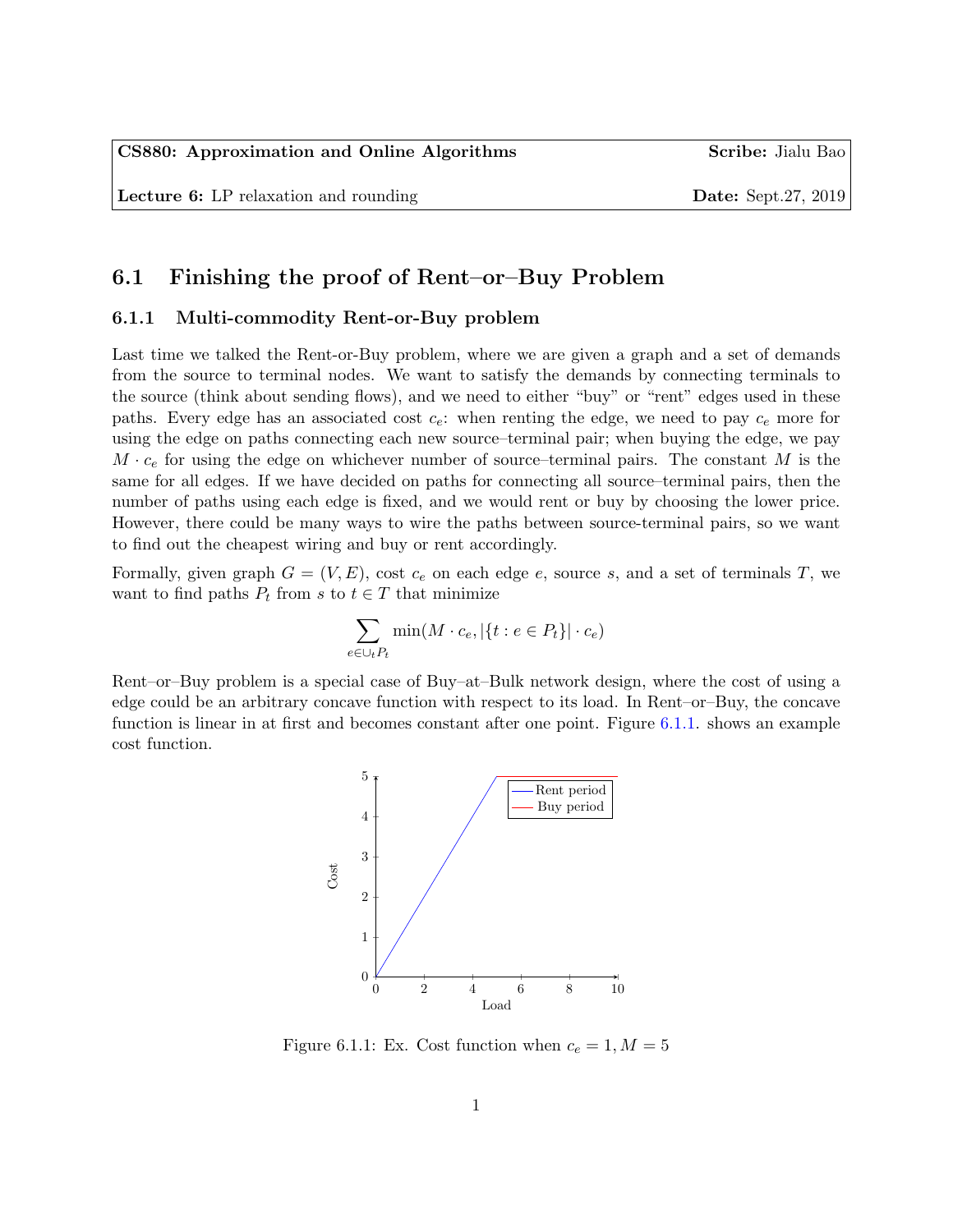| **CS880: Approximation and Online Algorithms** | **Scribe:** Jialu Bao |
|---|---|
| **Lecture 6:** LP relaxation and rounding | **Date:** Sept.27, 2019 |

## 6.1 Finishing the proof of Rent–or–Buy Problem

### 6.1.1 Multi-commodity Rent-or-Buy problem

Last time we talked the Rent-or-Buy problem, where we are given a graph and a set of demands from the source to terminal nodes. We want to satisfy the demands by connecting terminals to the source (think about sending flows), and we need to either "buy" or "rent" edges used in these paths. Every edge has an associated cost $c_e$: when renting the edge, we need to pay $c_e$ more for using the edge on paths connecting each new source–terminal pair; when buying the edge, we pay $M \cdot c_e$ for using the edge on whichever number of source–terminal pairs. The constant $M$ is the same for all edges. If we have decided on paths for connecting all source–terminal pairs, then the number of paths using each edge is fixed, and we would rent or buy by choosing the lower price. However, there could be many ways to wire the paths between source-terminal pairs, so we want to find out the cheapest wiring and buy or rent accordingly.

Formally, given graph $G = (V, E)$, cost $c_e$ on each edge $e$, source $s$, and a set of terminals $T$, we want to find paths $P_t$ from $s$ to $t \in T$ that minimize

$$\sum_{e \in \cup_t P_t} \min(M \cdot c_e, |\{t : e \in P_t\}| \cdot c_e)$$

Rent–or–Buy problem is a special case of Buy–at–Bulk network design, where the cost of using a edge could be an arbitrary concave function with respect to its load. In Rent–or–Buy, the concave function is linear in at first and becomes constant after one point. Figure 6.1.1. shows an example cost function.

Figure 6.1.1: Ex. Cost function when $c_e = 1, M = 5$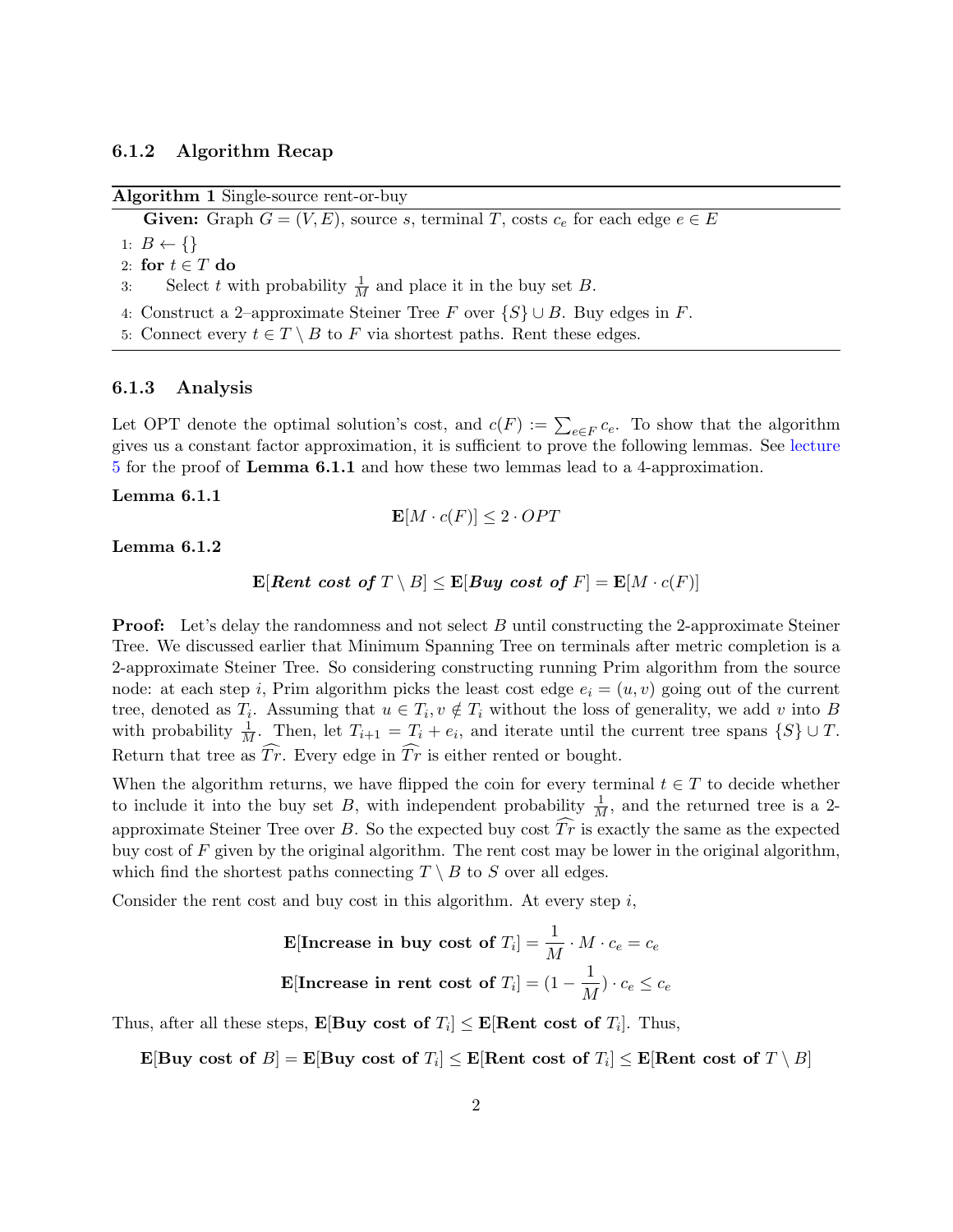### 6.1.2 Algorithm Recap

**Algorithm 1** Single-source rent-or-buy

**Given:** Graph $G = (V, E)$, source $s$, terminal $T$, costs $c_e$ for each edge $e \in E$

1: $B \leftarrow \{\}$
2: **for** $t \in T$ **do**
3: Select $t$ with probability $\frac{1}{M}$ and place it in the buy set $B$.
4: Construct a 2–approximate Steiner Tree $F$ over $\{S\} \cup B$. Buy edges in $F$.
5: Connect every $t \in T \setminus B$ to $F$ via shortest paths. Rent these edges.

### 6.1.3 Analysis

Let OPT denote the optimal solution's cost, and $c(F) := \sum_{e \in F} c_e$. To show that the algorithm gives us a constant factor approximation, it is sufficient to prove the following lemmas. See lecture 5 for the proof of **Lemma 6.1.1** and how these two lemmas lead to a 4-approximation.

**Lemma 6.1.1**

$$\mathbf{E}[M \cdot c(F)] \leq 2 \cdot OPT$$

**Lemma 6.1.2**

$$\mathbf{E}[\textit{\textbf{Rent cost of }} T \setminus B] \leq \mathbf{E}[\textit{\textbf{Buy cost of }} F] = \mathbf{E}[M \cdot c(F)]$$

**Proof:** Let's delay the randomness and not select $B$ until constructing the 2-approximate Steiner Tree. We discussed earlier that Minimum Spanning Tree on terminals after metric completion is a 2-approximate Steiner Tree. So considering constructing running Prim algorithm from the source node: at each step $i$, Prim algorithm picks the least cost edge $e_i = (u, v)$ going out of the current tree, denoted as $T_i$. Assuming that $u \in T_i, v \notin T_i$ without the loss of generality, we add $v$ into $B$ with probability $\frac{1}{M}$. Then, let $T_{i+1} = T_i + e_i$, and iterate until the current tree spans $\{S\} \cup T$. Return that tree as $\widehat{Tr}$. Every edge in $\widehat{Tr}$ is either rented or bought.

When the algorithm returns, we have flipped the coin for every terminal $t \in T$ to decide whether to include it into the buy set $B$, with independent probability $\frac{1}{M}$, and the returned tree is a 2-approximate Steiner Tree over $B$. So the expected buy cost $\widehat{Tr}$ is exactly the same as the expected buy cost of $F$ given by the original algorithm. The rent cost may be lower in the original algorithm, which find the shortest paths connecting $T \setminus B$ to $S$ over all edges.

Consider the rent cost and buy cost in this algorithm. At every step $i$,

$$\mathbf{E}[\textbf{Increase in buy cost of } T_i] = \frac{1}{M} \cdot M \cdot c_e = c_e$$

$$\mathbf{E}[\textbf{Increase in rent cost of } T_i] = (1 - \frac{1}{M}) \cdot c_e \leq c_e$$

Thus, after all these steps, $\mathbf{E}[\textbf{Buy cost of } T_i] \leq \mathbf{E}[\textbf{Rent cost of } T_i]$. Thus,

$$\mathbf{E}[\textbf{Buy cost of } B] = \mathbf{E}[\textbf{Buy cost of } T_i] \leq \mathbf{E}[\textbf{Rent cost of } T_i] \leq \mathbf{E}[\textbf{Rent cost of } T \setminus B]$$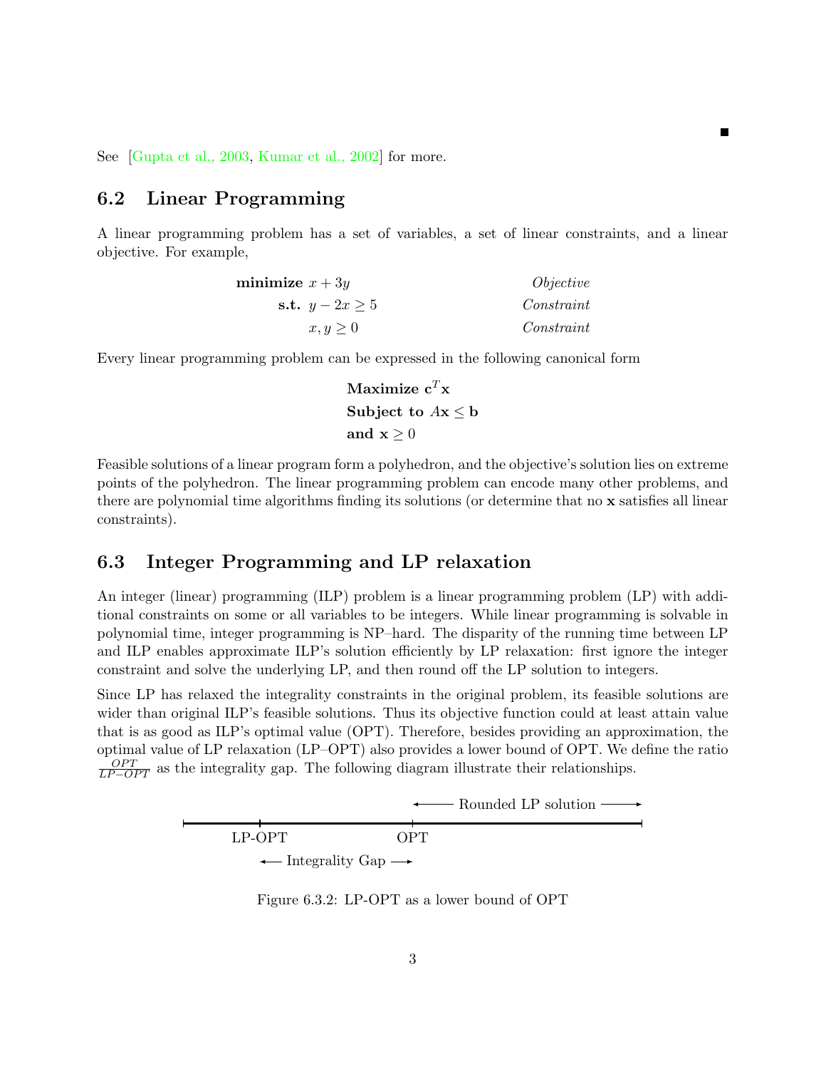See [Gupta et al., 2003, Kumar et al., 2002] for more.

## 6.2 Linear Programming

A linear programming problem has a set of variables, a set of linear constraints, and a linear objective. For example,

$$
\begin{aligned}
\textbf{minimize } & x + 3y && \textit{Objective} \\
\textbf{s.t. } & y - 2x \geq 5 && \textit{Constraint} \\
& x, y \geq 0 && \textit{Constraint}
\end{aligned}
$$

Every linear programming problem can be expressed in the following canonical form

$$
\begin{aligned}
&\textbf{Maximize } \mathbf{c}^T\mathbf{x} \\
&\textbf{Subject to } A\mathbf{x} \leq \mathbf{b} \\
&\textbf{and } \mathbf{x} \geq 0
\end{aligned}
$$

Feasible solutions of a linear program form a polyhedron, and the objective's solution lies on extreme points of the polyhedron. The linear programming problem can encode many other problems, and there are polynomial time algorithms finding its solutions (or determine that no $\mathbf{x}$ satisfies all linear constraints).

## 6.3 Integer Programming and LP relaxation

An integer (linear) programming (ILP) problem is a linear programming problem (LP) with additional constraints on some or all variables to be integers. While linear programming is solvable in polynomial time, integer programming is NP–hard. The disparity of the running time between LP and ILP enables approximate ILP's solution efficiently by LP relaxation: first ignore the integer constraint and solve the underlying LP, and then round off the LP solution to integers.

Since LP has relaxed the integrality constraints in the original problem, its feasible solutions are wider than original ILP's feasible solutions. Thus its objective function could at least attain value that is as good as ILP's optimal value (OPT). Therefore, besides providing an approximation, the optimal value of LP relaxation (LP–OPT) also provides a lower bound of OPT. We define the ratio $\frac{OPT}{LP-OPT}$ as the integrality gap. The following diagram illustrate their relationships.

← Rounded LP solution →

LP-OPT    OPT

← Integrality Gap →

Figure 6.3.2: LP-OPT as a lower bound of OPT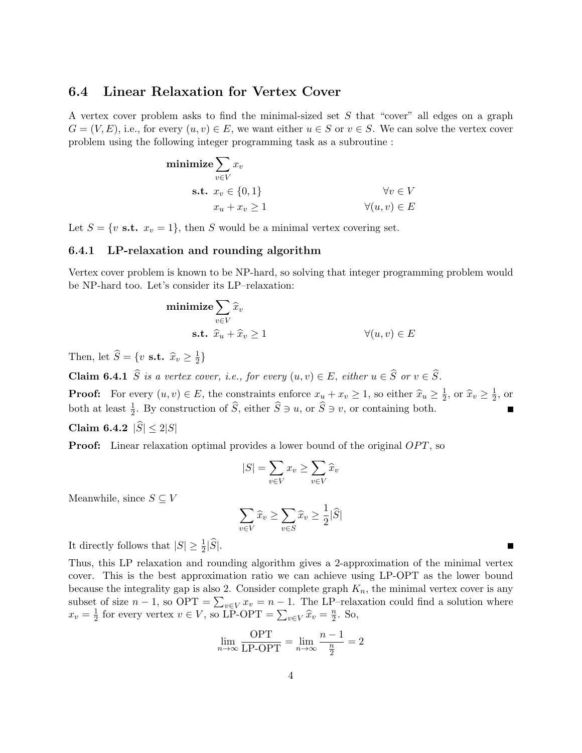## 6.4 Linear Relaxation for Vertex Cover

A vertex cover problem asks to find the minimal-sized set $S$ that "cover" all edges on a graph $G = (V, E)$, i.e., for every $(u, v) \in E$, we want either $u \in S$ or $v \in S$. We can solve the vertex cover problem using the following integer programming task as a subroutine :

$$
\begin{aligned}
\textbf{minimize} \sum_{v \in V} x_v & \\
\textbf{s.t. } x_v \in \{0, 1\} & \qquad \forall v \in V \\
x_u + x_v \geq 1 & \qquad \forall (u, v) \in E
\end{aligned}
$$

Let $S = \{v \textbf{ s.t. } x_v = 1\}$, then $S$ would be a minimal vertex covering set.

### 6.4.1 LP-relaxation and rounding algorithm

Vertex cover problem is known to be NP-hard, so solving that integer programming problem would be NP-hard too. Let's consider its LP–relaxation:

$$
\begin{aligned}
\textbf{minimize} \sum_{v \in V} \widehat{x}_v & \\
\textbf{s.t. } \widehat{x}_u + \widehat{x}_v \geq 1 & \qquad \forall (u, v) \in E
\end{aligned}
$$

Then, let $\widehat{S} = \{v \textbf{ s.t. } \widehat{x}_v \geq \frac{1}{2}\}$

**Claim 6.4.1** *$\widehat{S}$ is a vertex cover, i.e., for every $(u, v) \in E$, either $u \in \widehat{S}$ or $v \in \widehat{S}$.*

**Proof:** For every $(u, v) \in E$, the constraints enforce $x_u + x_v \geq 1$, so either $\widehat{x}_u \geq \frac{1}{2}$, or $\widehat{x}_v \geq \frac{1}{2}$, or both at least $\frac{1}{2}$. By construction of $\widehat{S}$, either $\widehat{S} \ni u$, or $\widehat{S} \ni v$, or containing both. ■

**Claim 6.4.2** $|\widehat{S}| \leq 2|S|$

**Proof:** Linear relaxation optimal provides a lower bound of the original $OPT$, so

$$|S| = \sum_{v \in V} x_v \geq \sum_{v \in V} \widehat{x}_v$$

Meanwhile, since $S \subseteq V$

$$\sum_{v \in V} \widehat{x}_v \geq \sum_{v \in S} \widehat{x}_v \geq \frac{1}{2}|\widehat{S}|$$

It directly follows that $|S| \geq \frac{1}{2}|\widehat{S}|$. ■

Thus, this LP relaxation and rounding algorithm gives a 2-approximation of the minimal vertex cover. This is the best approximation ratio we can achieve using LP-OPT as the lower bound because the integrality gap is also 2. Consider complete graph $K_n$, the minimal vertex cover is any subset of size $n - 1$, so $\text{OPT} = \sum_{v \in V} x_v = n - 1$. The LP–relaxation could find a solution where $x_v = \frac{1}{2}$ for every vertex $v \in V$, so $\text{LP-OPT} = \sum_{v \in V} \widehat{x}_v = \frac{n}{2}$. So,

$$\lim_{n \to \infty} \frac{\text{OPT}}{\text{LP-OPT}} = \lim_{n \to \infty} \frac{n - 1}{\frac{n}{2}} = 2$$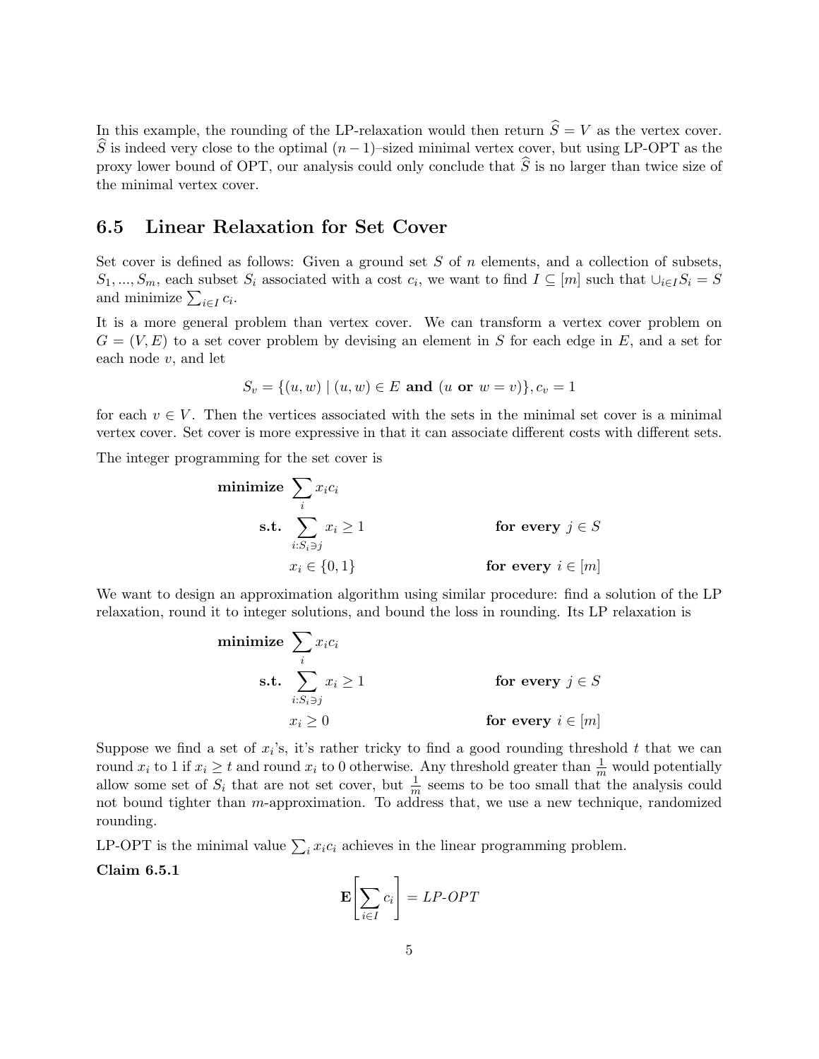In this example, the rounding of the LP-relaxation would then return $\widehat{S} = V$ as the vertex cover. $\widehat{S}$ is indeed very close to the optimal $(n-1)$–sized minimal vertex cover, but using LP-OPT as the proxy lower bound of OPT, our analysis could only conclude that $\widehat{S}$ is no larger than twice size of the minimal vertex cover.

## 6.5 Linear Relaxation for Set Cover

Set cover is defined as follows: Given a ground set $S$ of $n$ elements, and a collection of subsets, $S_1, ..., S_m$, each subset $S_i$ associated with a cost $c_i$, we want to find $I \subseteq [m]$ such that $\cup_{i \in I} S_i = S$ and minimize $\sum_{i \in I} c_i$.

It is a more general problem than vertex cover. We can transform a vertex cover problem on $G = (V, E)$ to a set cover problem by devising an element in $S$ for each edge in $E$, and a set for each node $v$, and let

$$S_v = \{(u, w) \mid (u, w) \in E \textbf{ and } (u \textbf{ or } w = v)\}, c_v = 1$$

for each $v \in V$. Then the vertices associated with the sets in the minimal set cover is a minimal vertex cover. Set cover is more expressive in that it can associate different costs with different sets.

The integer programming for the set cover is

$$\begin{aligned}
\textbf{minimize } & \sum_i x_i c_i \\
\textbf{s.t. } & \sum_{i: S_i \ni j} x_i \geq 1 && \textbf{for every } j \in S \\
& x_i \in \{0, 1\} && \textbf{for every } i \in [m]
\end{aligned}$$

We want to design an approximation algorithm using similar procedure: find a solution of the LP relaxation, round it to integer solutions, and bound the loss in rounding. Its LP relaxation is

$$\begin{aligned}
\textbf{minimize } & \sum_i x_i c_i \\
\textbf{s.t. } & \sum_{i: S_i \ni j} x_i \geq 1 && \textbf{for every } j \in S \\
& x_i \geq 0 && \textbf{for every } i \in [m]
\end{aligned}$$

Suppose we find a set of $x_i$'s, it's rather tricky to find a good rounding threshold $t$ that we can round $x_i$ to 1 if $x_i \geq t$ and round $x_i$ to 0 otherwise. Any threshold greater than $\frac{1}{m}$ would potentially allow some set of $S_i$ that are not set cover, but $\frac{1}{m}$ seems to be too small that the analysis could not bound tighter than $m$-approximation. To address that, we use a new technique, randomized rounding.

LP-OPT is the minimal value $\sum_i x_i c_i$ achieves in the linear programming problem.

**Claim 6.5.1**

$$\mathbf{E}\left[\sum_{i \in I} c_i\right] = \textit{LP-OPT}$$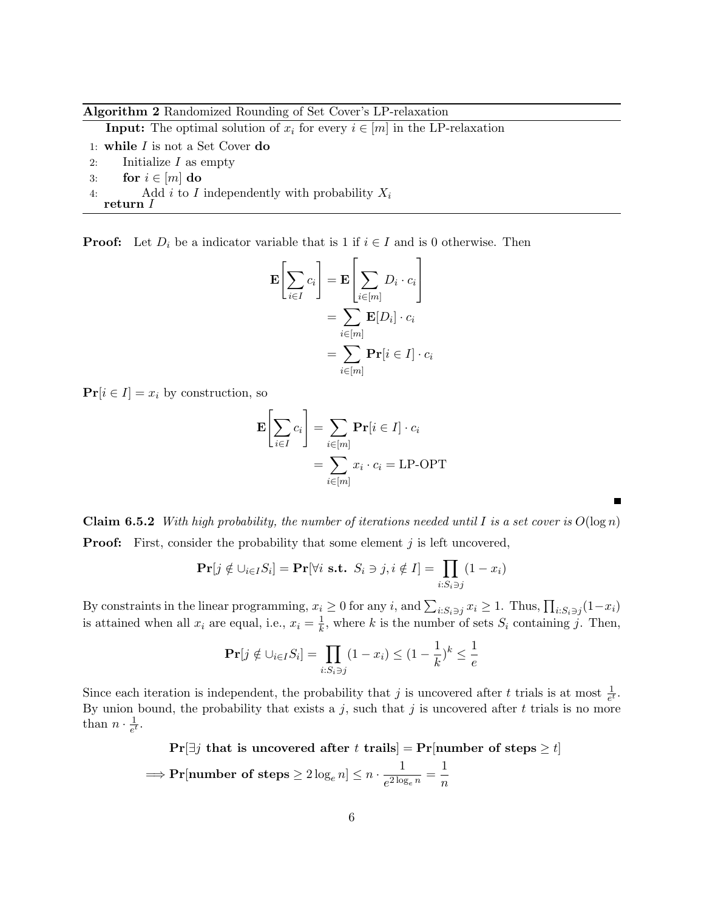**Algorithm 2** Randomized Rounding of Set Cover's LP-relaxation

```
Input: The optimal solution of x_i for every i ∈ [m] in the LP-relaxation
1: while I is not a Set Cover do
2:     Initialize I as empty
3:     for i ∈ [m] do
4:         Add i to I independently with probability X_i
   return I
```

**Proof:** Let $D_i$ be a indicator variable that is 1 if $i \in I$ and is 0 otherwise. Then

$$\begin{aligned}\mathbf{E}\left[\sum_{i \in I} c_i\right] &= \mathbf{E}\left[\sum_{i \in [m]} D_i \cdot c_i\right] \\ &= \sum_{i \in [m]} \mathbf{E}[D_i] \cdot c_i \\ &= \sum_{i \in [m]} \mathbf{Pr}[i \in I] \cdot c_i\end{aligned}$$

$\mathbf{Pr}[i \in I] = x_i$ by construction, so

$$\begin{aligned}\mathbf{E}\left[\sum_{i \in I} c_i\right] &= \sum_{i \in [m]} \mathbf{Pr}[i \in I] \cdot c_i \\ &= \sum_{i \in [m]} x_i \cdot c_i = \text{LP-OPT}\end{aligned}$$

■

**Claim 6.5.2** *With high probability, the number of iterations needed until $I$ is a set cover is $O(\log n)$*

**Proof:** First, consider the probability that some element $j$ is left uncovered,

$$\mathbf{Pr}[j \notin \cup_{i \in I} S_i] = \mathbf{Pr}[\forall i \textbf{ s.t. } S_i \ni j, i \notin I] = \prod_{i : S_i \ni j} (1 - x_i)$$

By constraints in the linear programming, $x_i \geq 0$ for any $i$, and $\sum_{i : S_i \ni j} x_i \geq 1$. Thus, $\prod_{i : S_i \ni j}(1 - x_i)$ is attained when all $x_i$ are equal, i.e., $x_i = \frac{1}{k}$, where $k$ is the number of sets $S_i$ containing $j$. Then,

$$\mathbf{Pr}[j \notin \cup_{i \in I} S_i] = \prod_{i : S_i \ni j} (1 - x_i) \leq (1 - \frac{1}{k})^k \leq \frac{1}{e}$$

Since each iteration is independent, the probability that $j$ is uncovered after $t$ trials is at most $\frac{1}{e^t}$. By union bound, the probability that exists a $j$, such that $j$ is uncovered after $t$ trials is no more than $n \cdot \frac{1}{e^t}$.

$$\begin{aligned}&\mathbf{Pr}[\exists j \textbf{ that is uncovered after } t \textbf{ trails}] = \mathbf{Pr}[\textbf{number of steps} \geq t] \\ \implies &\mathbf{Pr}[\textbf{number of steps} \geq 2\log_e n] \leq n \cdot \frac{1}{e^{2\log_e n}} = \frac{1}{n}\end{aligned}$$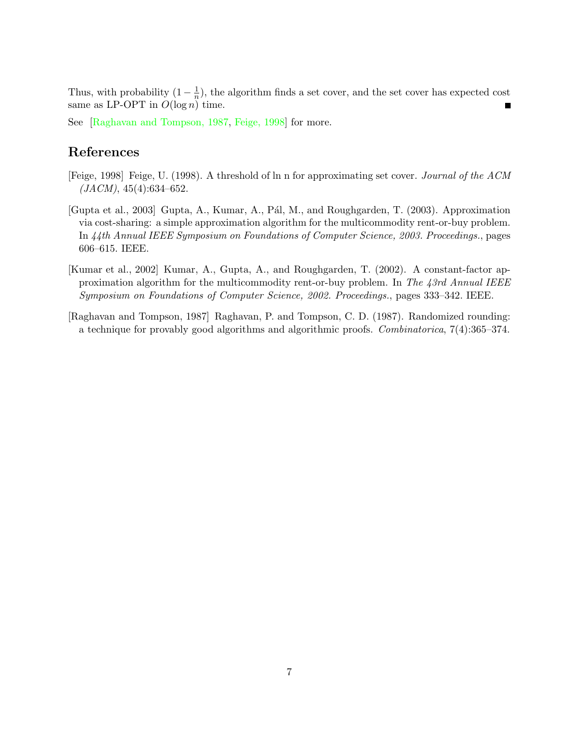Thus, with probability $(1 - \frac{1}{n})$, the algorithm finds a set cover, and the set cover has expected cost same as LP-OPT in $O(\log n)$ time. ■

See [Raghavan and Tompson, 1987, Feige, 1998] for more.

## References

[Feige, 1998] Feige, U. (1998). A threshold of ln n for approximating set cover. *Journal of the ACM (JACM)*, 45(4):634–652.

[Gupta et al., 2003] Gupta, A., Kumar, A., Pál, M., and Roughgarden, T. (2003). Approximation via cost-sharing: a simple approximation algorithm for the multicommodity rent-or-buy problem. In *44th Annual IEEE Symposium on Foundations of Computer Science, 2003. Proceedings.*, pages 606–615. IEEE.

[Kumar et al., 2002] Kumar, A., Gupta, A., and Roughgarden, T. (2002). A constant-factor approximation algorithm for the multicommodity rent-or-buy problem. In *The 43rd Annual IEEE Symposium on Foundations of Computer Science, 2002. Proceedings.*, pages 333–342. IEEE.

[Raghavan and Tompson, 1987] Raghavan, P. and Tompson, C. D. (1987). Randomized rounding: a technique for provably good algorithms and algorithmic proofs. *Combinatorica*, 7(4):365–374.